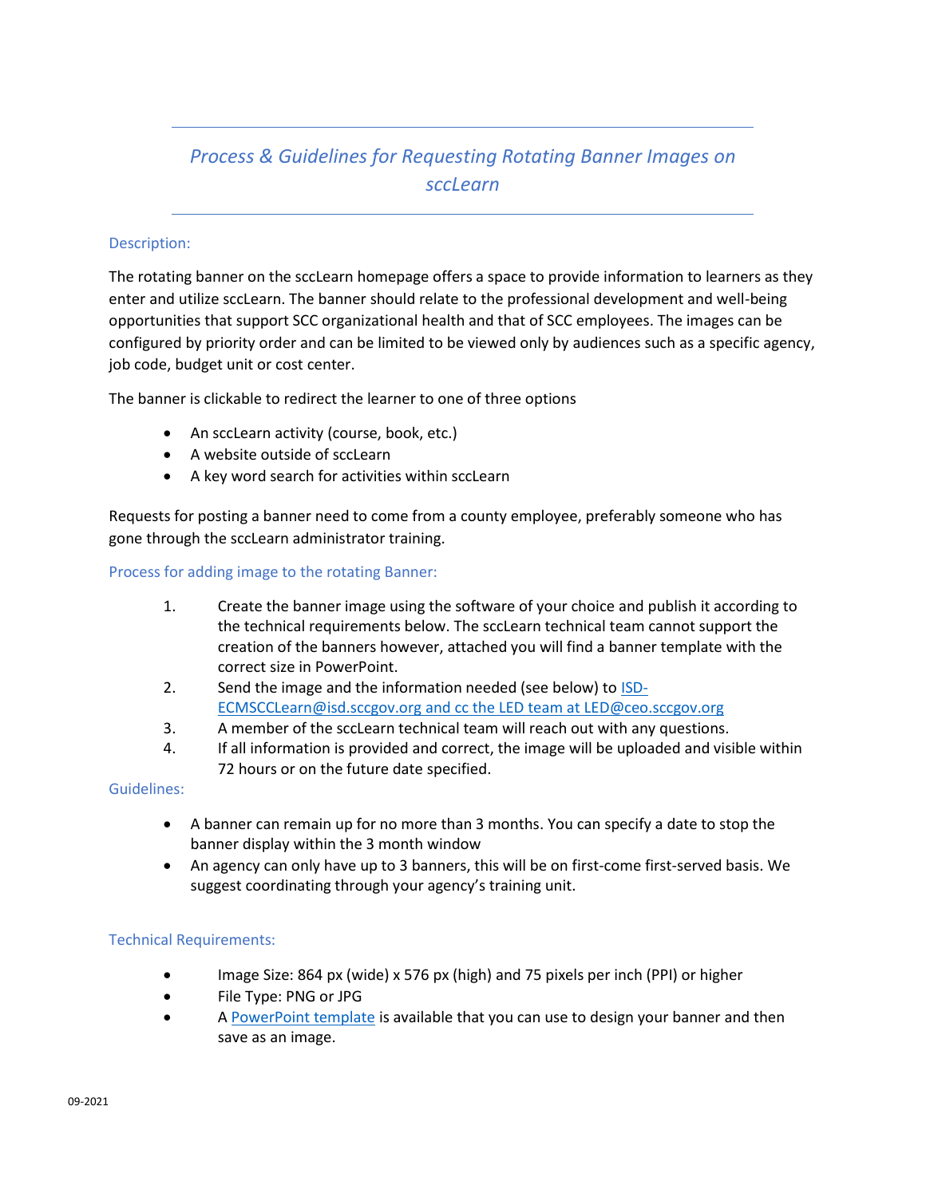# *Process & Guidelines for Requesting Rotating Banner Images on sccLearn*

## Description:

The rotating banner on the sccLearn homepage offers a space to provide information to learners as they enter and utilize sccLearn. The banner should relate to the professional development and well-being opportunities that support SCC organizational health and that of SCC employees. The images can be configured by priority order and can be limited to be viewed only by audiences such as a specific agency, job code, budget unit or cost center.

The banner is clickable to redirect the learner to one of three options

- An sccLearn activity (course, book, etc.)
- A website outside of sccLearn
- A key word search for activities within sccLearn

Requests for posting a banner need to come from a county employee, preferably someone who has gone through the sccLearn administrator training.

## Process for adding image to the rotating Banner:

1. Create the banner image using the software of your choice and publish it according to the technical requirements below. The sccLearn technical team cannot support the creation of the banners however, attached you will find a banner template with the correct size in PowerPoint.
2. Send the image and the information needed (see below) to ISD-ECMSCCLearn@isd.sccgov.org and cc the LED team at LED@ceo.sccgov.org
3. A member of the sccLearn technical team will reach out with any questions.
4. If all information is provided and correct, the image will be uploaded and visible within 72 hours or on the future date specified.

## Guidelines:

- A banner can remain up for no more than 3 months. You can specify a date to stop the banner display within the 3 month window
- An agency can only have up to 3 banners, this will be on first-come first-served basis. We suggest coordinating through your agency's training unit.

## Technical Requirements:

- Image Size: 864 px (wide) x 576 px (high) and 75 pixels per inch (PPI) or higher
- File Type: PNG or JPG
- A PowerPoint template is available that you can use to design your banner and then save as an image.

09-2021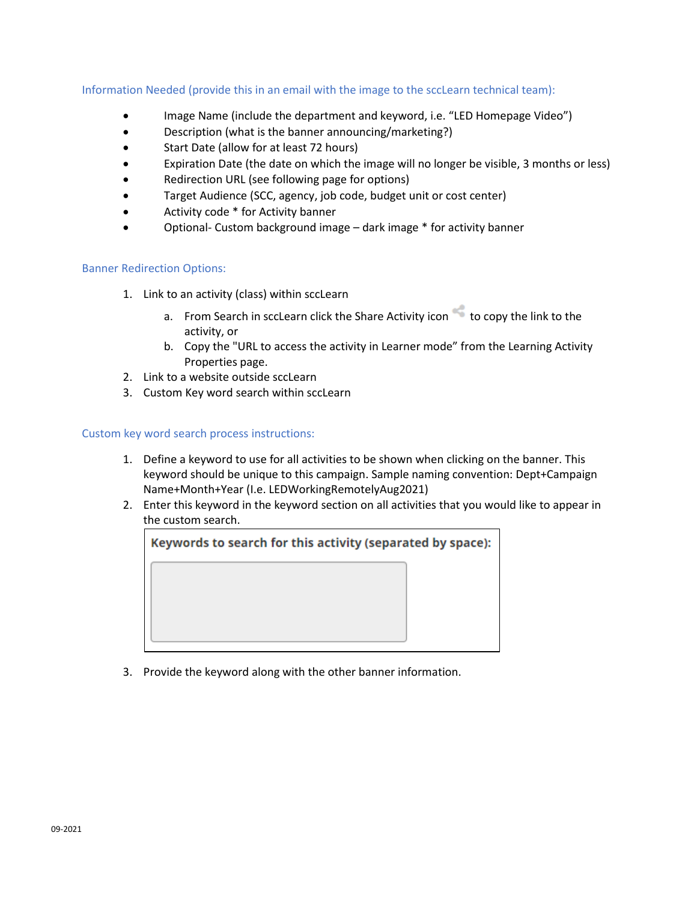### Information Needed (provide this in an email with the image to the sccLearn technical team):

- Image Name (include the department and keyword, i.e. "LED Homepage Video")
- Description (what is the banner announcing/marketing?)
- Start Date (allow for at least 72 hours)
- Expiration Date (the date on which the image will no longer be visible, 3 months or less)
- Redirection URL (see following page for options)
- Target Audience (SCC, agency, job code, budget unit or cost center)
- Activity code * for Activity banner
- Optional- Custom background image – dark image * for activity banner

### Banner Redirection Options:

1. Link to an activity (class) within sccLearn
   a. From Search in sccLearn click the Share Activity icon to copy the link to the activity, or
   b. Copy the "URL to access the activity in Learner mode" from the Learning Activity Properties page.
2. Link to a website outside sccLearn
3. Custom Key word search within sccLearn

### Custom key word search process instructions:

1. Define a keyword to use for all activities to be shown when clicking on the banner. This keyword should be unique to this campaign. Sample naming convention: Dept+Campaign Name+Month+Year (I.e. LEDWorkingRemotelyAug2021)
2. Enter this keyword in the keyword section on all activities that you would like to appear in the custom search.

   **Keywords to search for this activity (separated by space):**

3. Provide the keyword along with the other banner information.

09-2021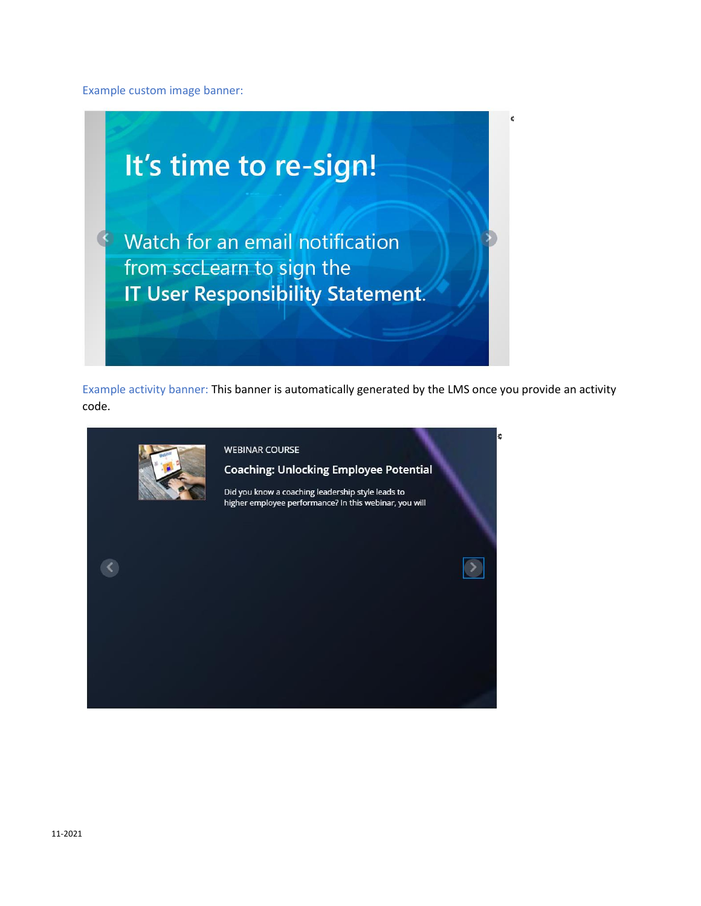Example custom image banner:

It's time to re-sign!

Watch for an email notification from sccLearn to sign the **IT User Responsibility Statement**.

Example activity banner: This banner is automatically generated by the LMS once you provide an activity code.

WEBINAR COURSE

**Coaching: Unlocking Employee Potential**

Did you know a coaching leadership style leads to higher employee performance? In this webinar, you will

11-2021